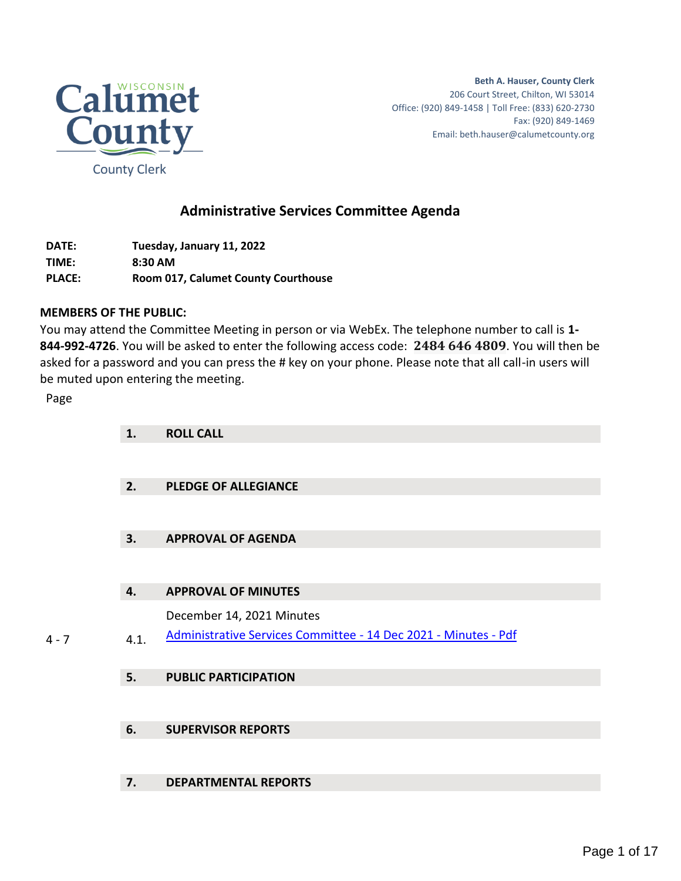Calumet County

WISCONSIN

County Clerk

**Beth A. Hauser, County Clerk**
206 Court Street, Chilton, WI 53014
Office: (920) 849-1458 | Toll Free: (833) 620-2730
Fax: (920) 849-1469
Email: beth.hauser@calumetcounty.org

# Administrative Services Committee Agenda

**DATE:** **Tuesday, January 11, 2022**
**TIME:** **8:30 AM**
**PLACE:** **Room 017, Calumet County Courthouse**

**MEMBERS OF THE PUBLIC:**
You may attend the Committee Meeting in person or via WebEx. The telephone number to call is **1-844-992-4726**. You will be asked to enter the following access code: **2484 646 4809**. You will then be asked for a password and you can press the # key on your phone. Please note that all call-in users will be muted upon entering the meeting.

| Page | | |
|---|---|---|
| | **1.** | **ROLL CALL** |
| | **2.** | **PLEDGE OF ALLEGIANCE** |
| | **3.** | **APPROVAL OF AGENDA** |
| | **4.** | **APPROVAL OF MINUTES** |
| | | December 14, 2021 Minutes |
| 4 - 7 | 4.1. | Administrative Services Committee - 14 Dec 2021 - Minutes - Pdf |
| | **5.** | **PUBLIC PARTICIPATION** |
| | **6.** | **SUPERVISOR REPORTS** |
| | **7.** | **DEPARTMENTAL REPORTS** |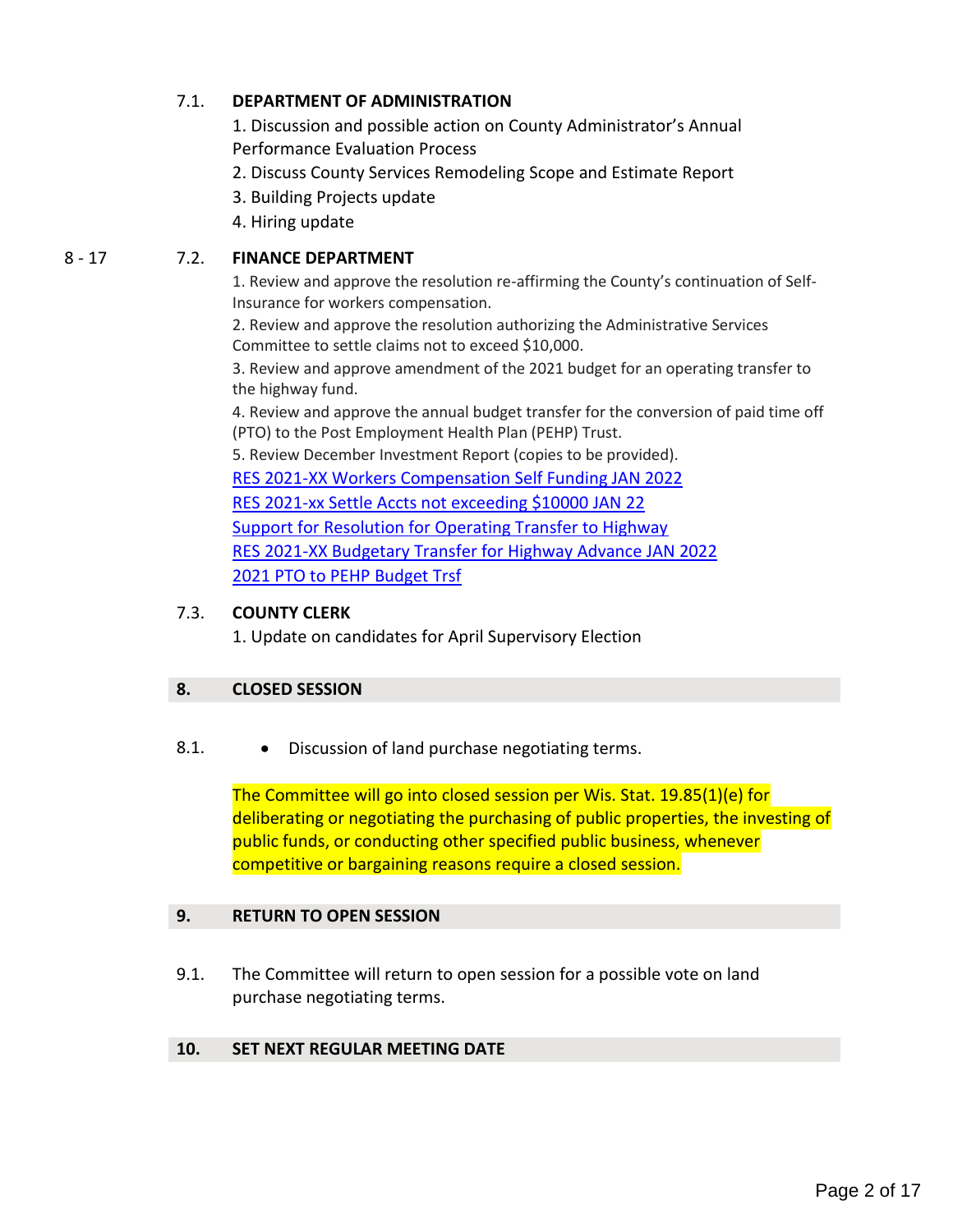### 7.1. DEPARTMENT OF ADMINISTRATION

1. Discussion and possible action on County Administrator's Annual Performance Evaluation Process
2. Discuss County Services Remodeling Scope and Estimate Report
3. Building Projects update
4. Hiring update

8 - 17

### 7.2. FINANCE DEPARTMENT

1. Review and approve the resolution re-affirming the County's continuation of Self-Insurance for workers compensation.
2. Review and approve the resolution authorizing the Administrative Services Committee to settle claims not to exceed $10,000.
3. Review and approve amendment of the 2021 budget for an operating transfer to the highway fund.
4. Review and approve the annual budget transfer for the conversion of paid time off (PTO) to the Post Employment Health Plan (PEHP) Trust.
5. Review December Investment Report (copies to be provided).

RES 2021-XX Workers Compensation Self Funding JAN 2022
RES 2021-xx Settle Accts not exceeding $10000 JAN 22
Support for Resolution for Operating Transfer to Highway
RES 2021-XX Budgetary Transfer for Highway Advance JAN 2022
2021 PTO to PEHP Budget Trsf

### 7.3. COUNTY CLERK

1. Update on candidates for April Supervisory Election

## 8. CLOSED SESSION

8.1.
- Discussion of land purchase negotiating terms.

The Committee will go into closed session per Wis. Stat. 19.85(1)(e) for deliberating or negotiating the purchasing of public properties, the investing of public funds, or conducting other specified public business, whenever competitive or bargaining reasons require a closed session.

## 9. RETURN TO OPEN SESSION

9.1. The Committee will return to open session for a possible vote on land purchase negotiating terms.

## 10. SET NEXT REGULAR MEETING DATE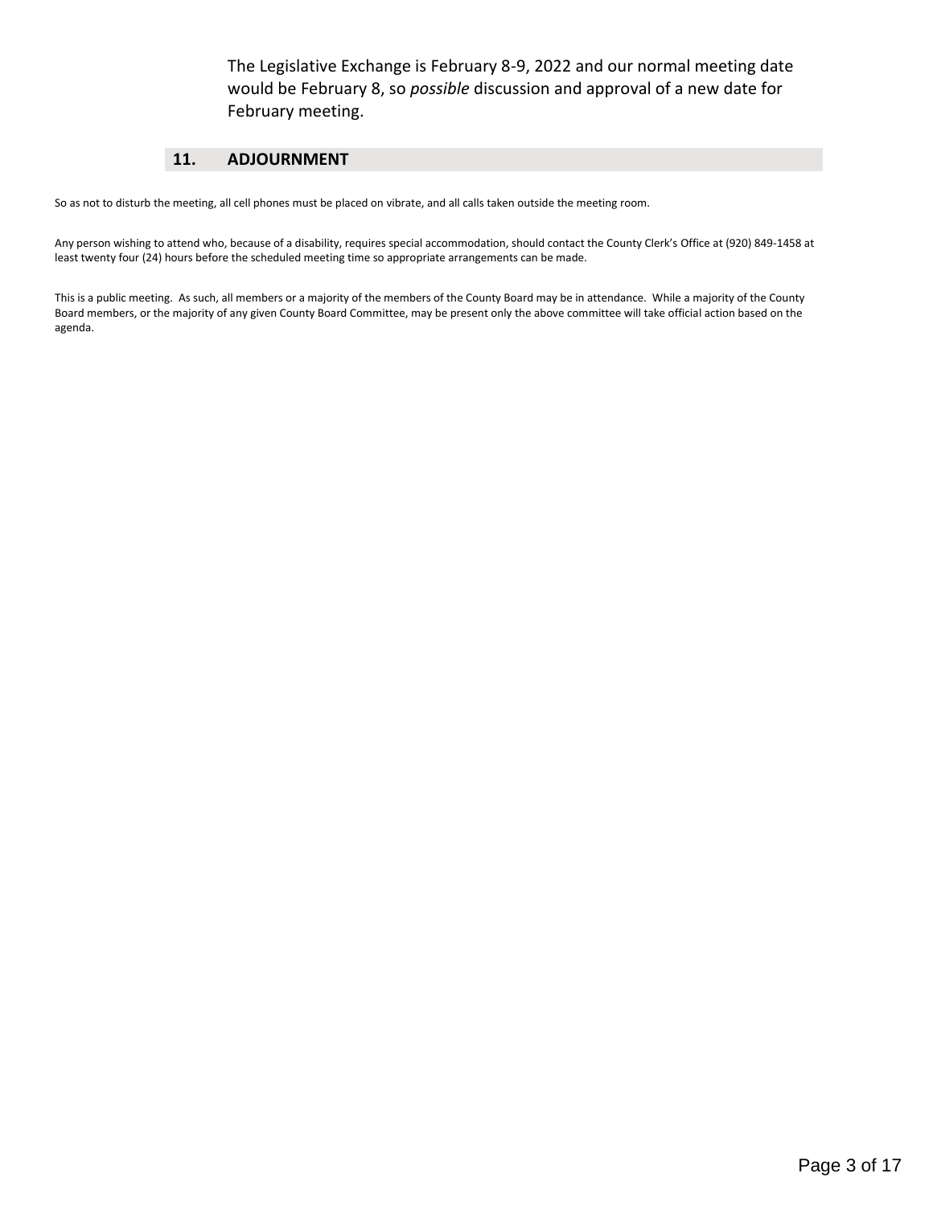The Legislative Exchange is February 8-9, 2022 and our normal meeting date would be February 8, so *possible* discussion and approval of a new date for February meeting.

## 11. ADJOURNMENT

So as not to disturb the meeting, all cell phones must be placed on vibrate, and all calls taken outside the meeting room.

Any person wishing to attend who, because of a disability, requires special accommodation, should contact the County Clerk's Office at (920) 849-1458 at least twenty four (24) hours before the scheduled meeting time so appropriate arrangements can be made.

This is a public meeting. As such, all members or a majority of the members of the County Board may be in attendance. While a majority of the County Board members, or the majority of any given County Board Committee, may be present only the above committee will take official action based on the agenda.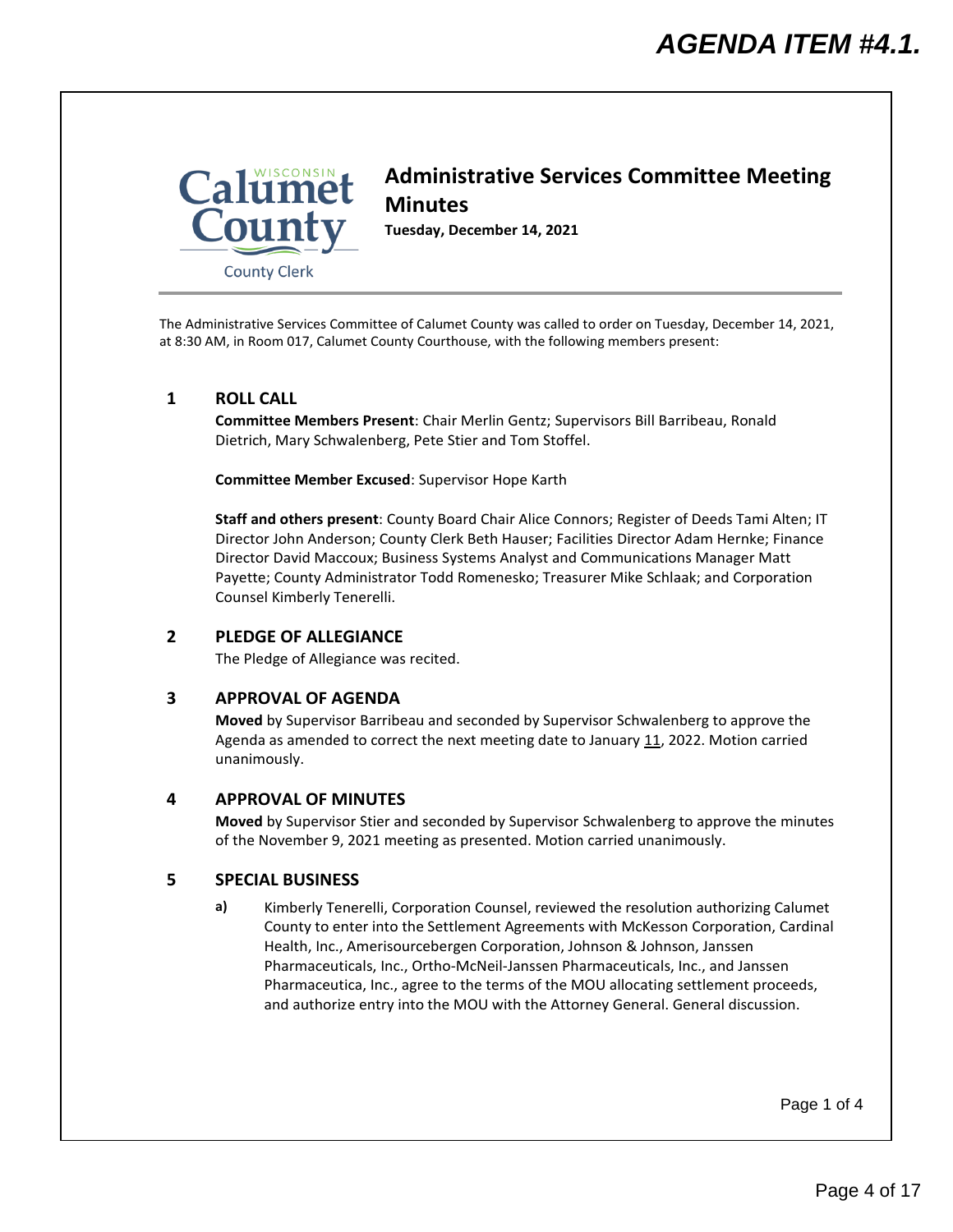# Administrative Services Committee Meeting Minutes

**Tuesday, December 14, 2021**

The Administrative Services Committee of Calumet County was called to order on Tuesday, December 14, 2021, at 8:30 AM, in Room 017, Calumet County Courthouse, with the following members present:

## 1 ROLL CALL

**Committee Members Present**: Chair Merlin Gentz; Supervisors Bill Barribeau, Ronald Dietrich, Mary Schwalenberg, Pete Stier and Tom Stoffel.

**Committee Member Excused**: Supervisor Hope Karth

**Staff and others present**: County Board Chair Alice Connors; Register of Deeds Tami Alten; IT Director John Anderson; County Clerk Beth Hauser; Facilities Director Adam Hernke; Finance Director David Maccoux; Business Systems Analyst and Communications Manager Matt Payette; County Administrator Todd Romenesko; Treasurer Mike Schlaak; and Corporation Counsel Kimberly Tenerelli.

## 2 PLEDGE OF ALLEGIANCE

The Pledge of Allegiance was recited.

## 3 APPROVAL OF AGENDA

**Moved** by Supervisor Barribeau and seconded by Supervisor Schwalenberg to approve the Agenda as amended to correct the next meeting date to January 11, 2022. Motion carried unanimously.

## 4 APPROVAL OF MINUTES

**Moved** by Supervisor Stier and seconded by Supervisor Schwalenberg to approve the minutes of the November 9, 2021 meeting as presented. Motion carried unanimously.

## 5 SPECIAL BUSINESS

**a)** Kimberly Tenerelli, Corporation Counsel, reviewed the resolution authorizing Calumet County to enter into the Settlement Agreements with McKesson Corporation, Cardinal Health, Inc., Amerisourcebergen Corporation, Johnson & Johnson, Janssen Pharmaceuticals, Inc., Ortho-McNeil-Janssen Pharmaceuticals, Inc., and Janssen Pharmaceutica, Inc., agree to the terms of the MOU allocating settlement proceeds, and authorize entry into the MOU with the Attorney General. General discussion.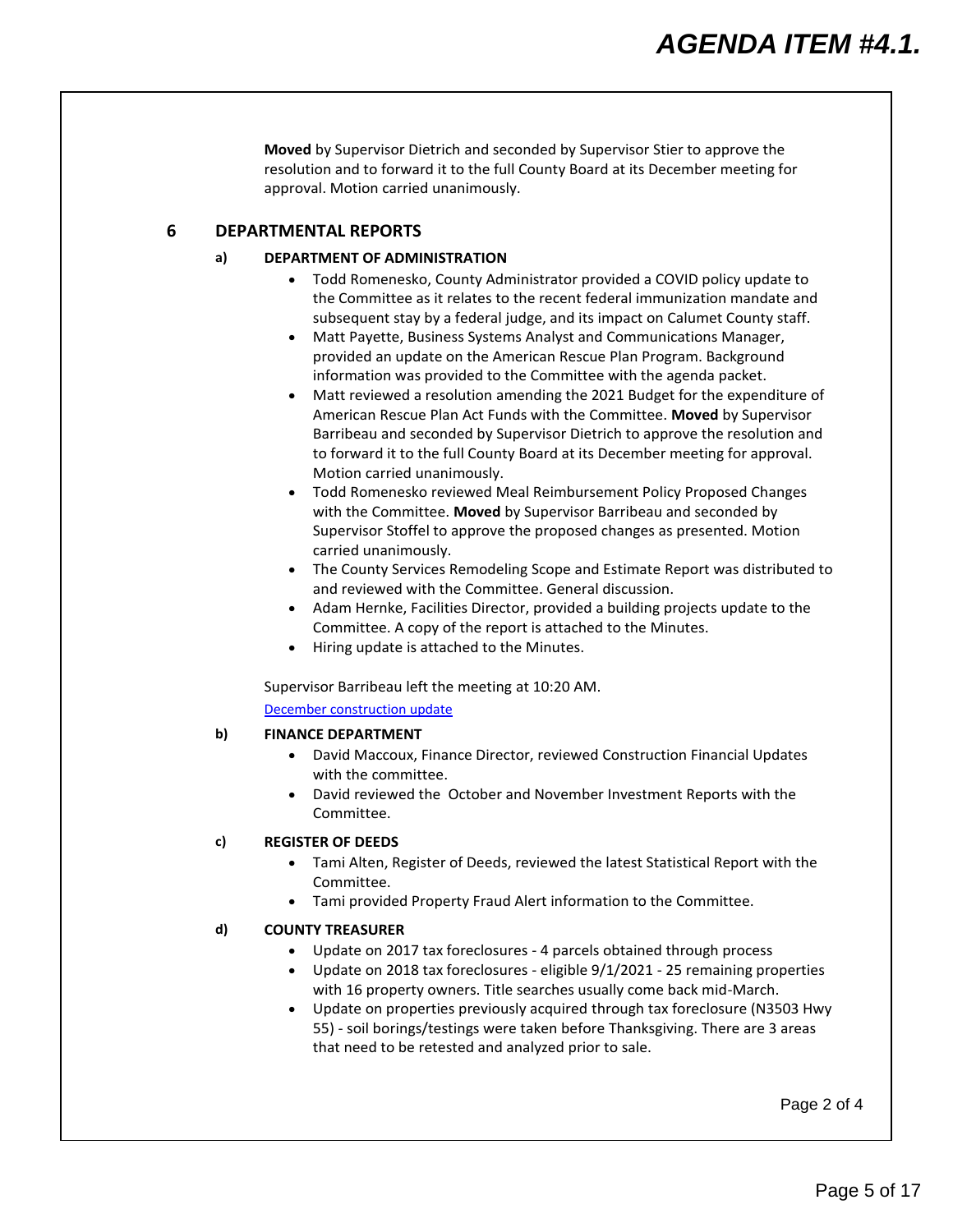**Moved** by Supervisor Dietrich and seconded by Supervisor Stier to approve the resolution and to forward it to the full County Board at its December meeting for approval. Motion carried unanimously.

## 6 DEPARTMENTAL REPORTS

### a) DEPARTMENT OF ADMINISTRATION

- Todd Romenesko, County Administrator provided a COVID policy update to the Committee as it relates to the recent federal immunization mandate and subsequent stay by a federal judge, and its impact on Calumet County staff.
- Matt Payette, Business Systems Analyst and Communications Manager, provided an update on the American Rescue Plan Program. Background information was provided to the Committee with the agenda packet.
- Matt reviewed a resolution amending the 2021 Budget for the expenditure of American Rescue Plan Act Funds with the Committee. **Moved** by Supervisor Barribeau and seconded by Supervisor Dietrich to approve the resolution and to forward it to the full County Board at its December meeting for approval. Motion carried unanimously.
- Todd Romenesko reviewed Meal Reimbursement Policy Proposed Changes with the Committee. **Moved** by Supervisor Barribeau and seconded by Supervisor Stoffel to approve the proposed changes as presented. Motion carried unanimously.
- The County Services Remodeling Scope and Estimate Report was distributed to and reviewed with the Committee. General discussion.
- Adam Hernke, Facilities Director, provided a building projects update to the Committee. A copy of the report is attached to the Minutes.
- Hiring update is attached to the Minutes.

Supervisor Barribeau left the meeting at 10:20 AM.

December construction update

### b) FINANCE DEPARTMENT

- David Maccoux, Finance Director, reviewed Construction Financial Updates with the committee.
- David reviewed the October and November Investment Reports with the Committee.

### c) REGISTER OF DEEDS

- Tami Alten, Register of Deeds, reviewed the latest Statistical Report with the Committee.
- Tami provided Property Fraud Alert information to the Committee.

### d) COUNTY TREASURER

- Update on 2017 tax foreclosures - 4 parcels obtained through process
- Update on 2018 tax foreclosures - eligible 9/1/2021 - 25 remaining properties with 16 property owners. Title searches usually come back mid-March.
- Update on properties previously acquired through tax foreclosure (N3503 Hwy 55) - soil borings/testings were taken before Thanksgiving. There are 3 areas that need to be retested and analyzed prior to sale.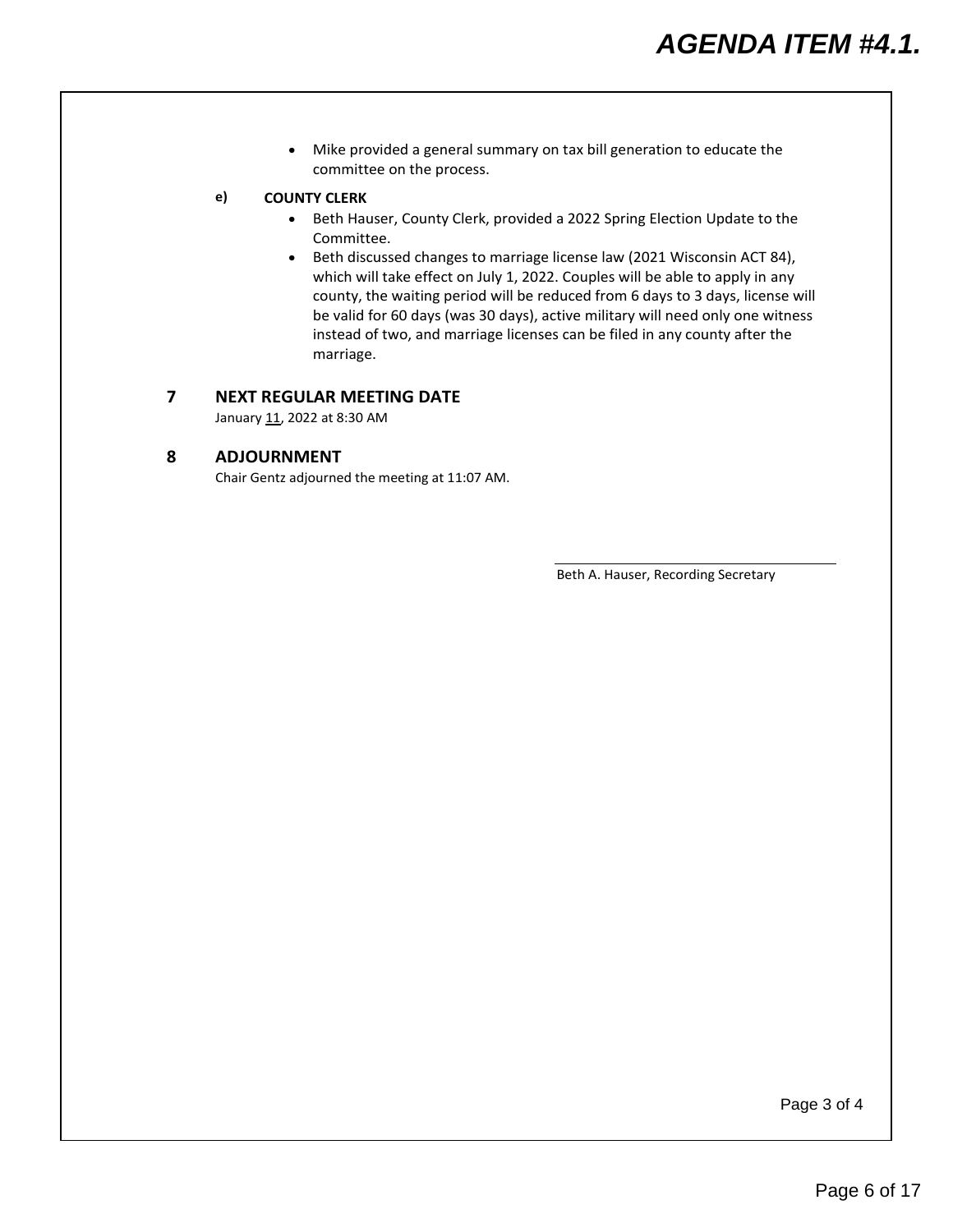- Mike provided a general summary on tax bill generation to educate the committee on the process.

**e) COUNTY CLERK**

- Beth Hauser, County Clerk, provided a 2022 Spring Election Update to the Committee.
- Beth discussed changes to marriage license law (2021 Wisconsin ACT 84), which will take effect on July 1, 2022. Couples will be able to apply in any county, the waiting period will be reduced from 6 days to 3 days, license will be valid for 60 days (was 30 days), active military will need only one witness instead of two, and marriage licenses can be filed in any county after the marriage.

## 7 NEXT REGULAR MEETING DATE

January 11, 2022 at 8:30 AM

## 8 ADJOURNMENT

Chair Gentz adjourned the meeting at 11:07 AM.

Beth A. Hauser, Recording Secretary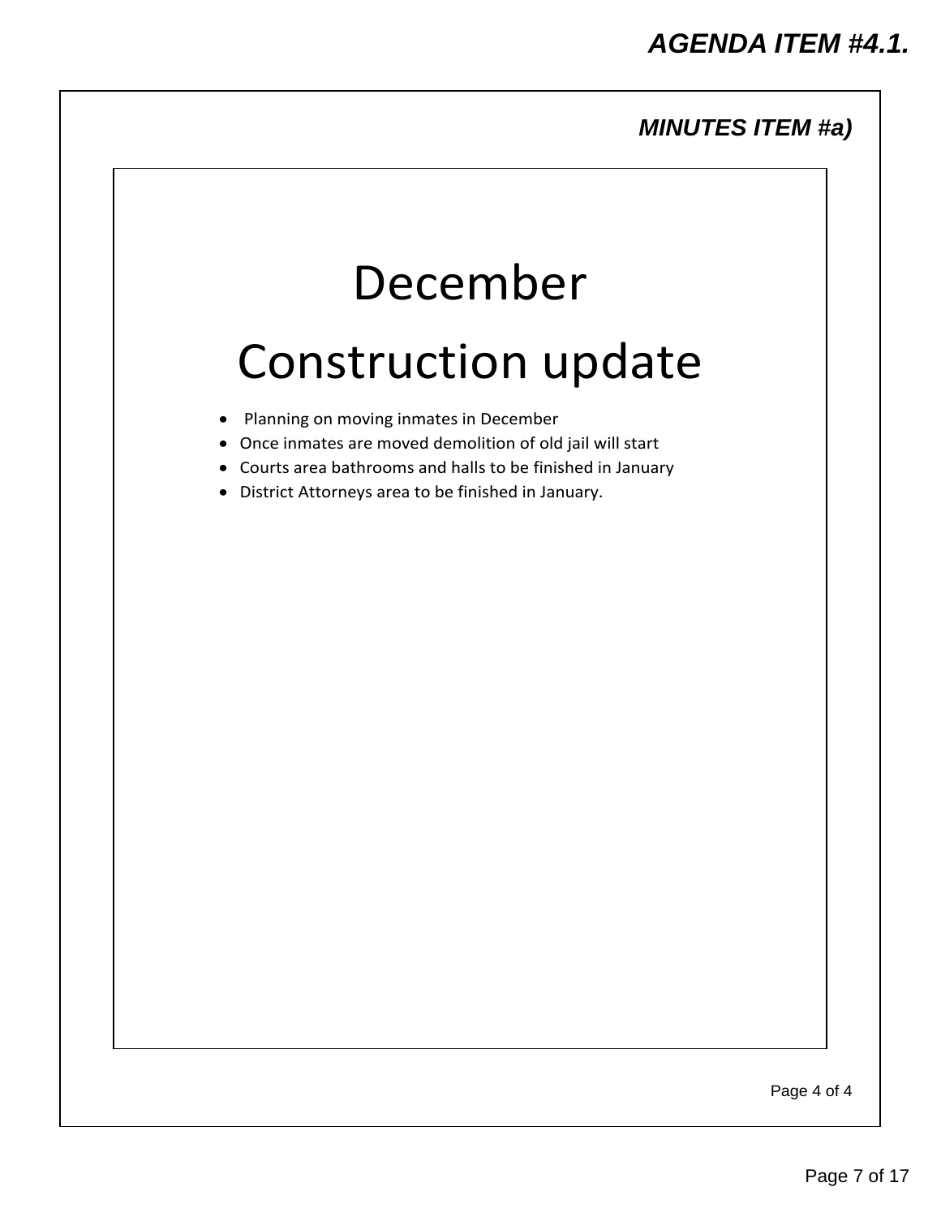**AGENDA ITEM #4.1.**

**MINUTES ITEM #a)**

# December

# Construction update

- Planning on moving inmates in December
- Once inmates are moved demolition of old jail will start
- Courts area bathrooms and halls to be finished in January
- District Attorneys area to be finished in January.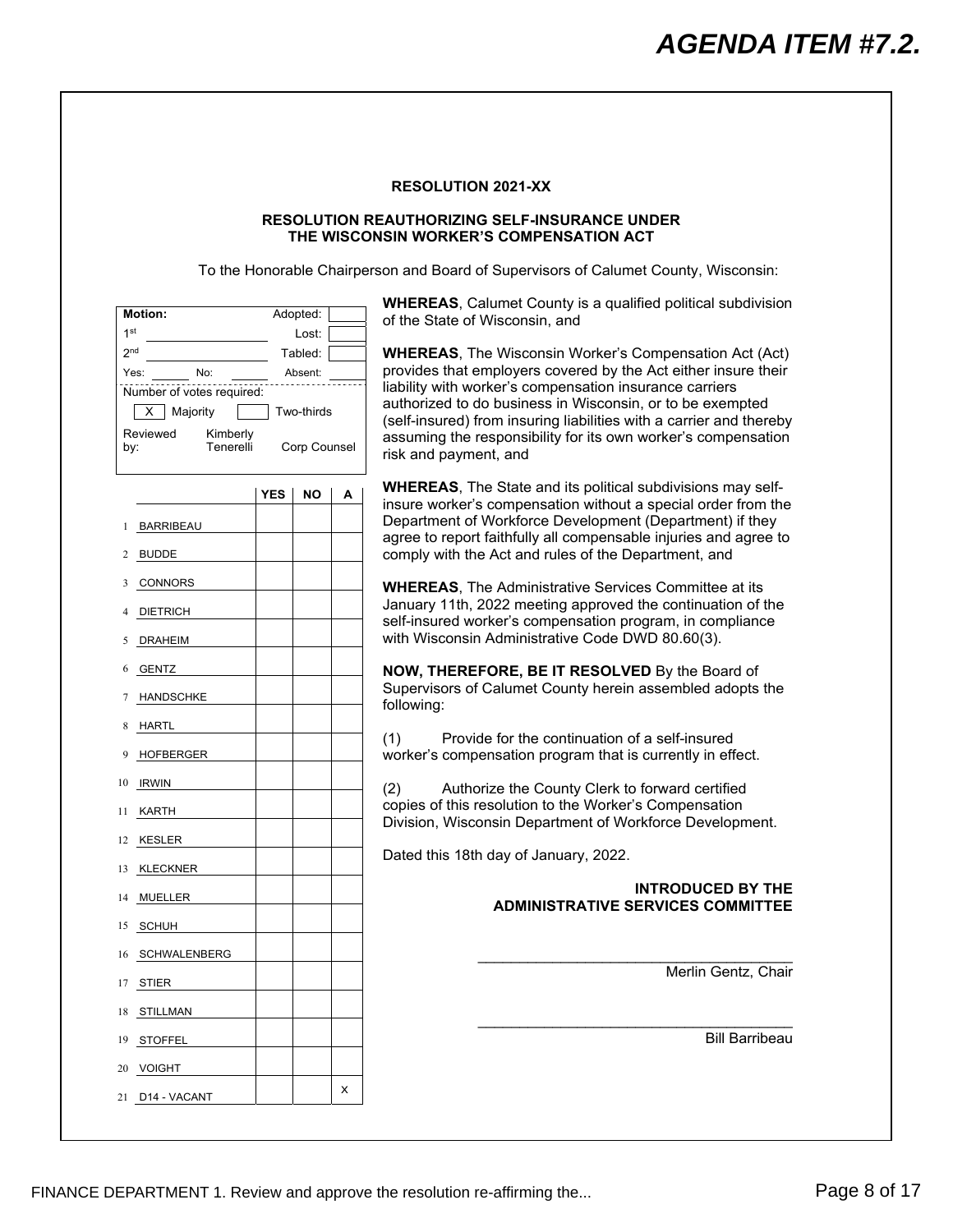# AGENDA ITEM #7.2.

**RESOLUTION 2021-XX**

**RESOLUTION REAUTHORIZING SELF-INSURANCE UNDER THE WISCONSIN WORKER'S COMPENSATION ACT**

To the Honorable Chairperson and Board of Supervisors of Calumet County, Wisconsin:

| **Motion:** | | Adopted: | |
|---|---|---|---|
| 1st | | Lost: | |
| 2nd | | Tabled: | |
| Yes: | No: | Absent: | |
| Number of votes required: | | | |
| [X] Majority | [ ] Two-thirds | | |
| Reviewed by: | Kimberly Tenerelli | Corp Counsel | |

| | | YES | NO | A |
|---|---|---|---|---|
| 1 | BARRIBEAU | | | |
| 2 | BUDDE | | | |
| 3 | CONNORS | | | |
| 4 | DIETRICH | | | |
| 5 | DRAHEIM | | | |
| 6 | GENTZ | | | |
| 7 | HANDSCHKE | | | |
| 8 | HARTL | | | |
| 9 | HOFBERGER | | | |
| 10 | IRWIN | | | |
| 11 | KARTH | | | |
| 12 | KESLER | | | |
| 13 | KLECKNER | | | |
| 14 | MUELLER | | | |
| 15 | SCHUH | | | |
| 16 | SCHWALENBERG | | | |
| 17 | STIER | | | |
| 18 | STILLMAN | | | |
| 19 | STOFFEL | | | |
| 20 | VOIGHT | | | |
| 21 | D14 - VACANT | | | x |

**WHEREAS**, Calumet County is a qualified political subdivision of the State of Wisconsin, and

**WHEREAS**, The Wisconsin Worker's Compensation Act (Act) provides that employers covered by the Act either insure their liability with worker's compensation insurance carriers authorized to do business in Wisconsin, or to be exempted (self-insured) from insuring liabilities with a carrier and thereby assuming the responsibility for its own worker's compensation risk and payment, and

**WHEREAS**, The State and its political subdivisions may self-insure worker's compensation without a special order from the Department of Workforce Development (Department) if they agree to report faithfully all compensable injuries and agree to comply with the Act and rules of the Department, and

**WHEREAS**, The Administrative Services Committee at its January 11th, 2022 meeting approved the continuation of the self-insured worker's compensation program, in compliance with Wisconsin Administrative Code DWD 80.60(3).

**NOW, THEREFORE, BE IT RESOLVED** By the Board of Supervisors of Calumet County herein assembled adopts the following:

(1) Provide for the continuation of a self-insured worker's compensation program that is currently in effect.

(2) Authorize the County Clerk to forward certified copies of this resolution to the Worker's Compensation Division, Wisconsin Department of Workforce Development.

Dated this 18th day of January, 2022.

**INTRODUCED BY THE ADMINISTRATIVE SERVICES COMMITTEE**

\_\_\_\_\_\_\_\_\_\_\_\_\_\_\_\_\_\_\_\_\_\_\_\_\_\_\_\_\_\_\_\_\_\_\_\_
Merlin Gentz, Chair

\_\_\_\_\_\_\_\_\_\_\_\_\_\_\_\_\_\_\_\_\_\_\_\_\_\_\_\_\_\_\_\_\_\_\_\_
Bill Barribeau

FINANCE DEPARTMENT 1. Review and approve the resolution re-affirming the...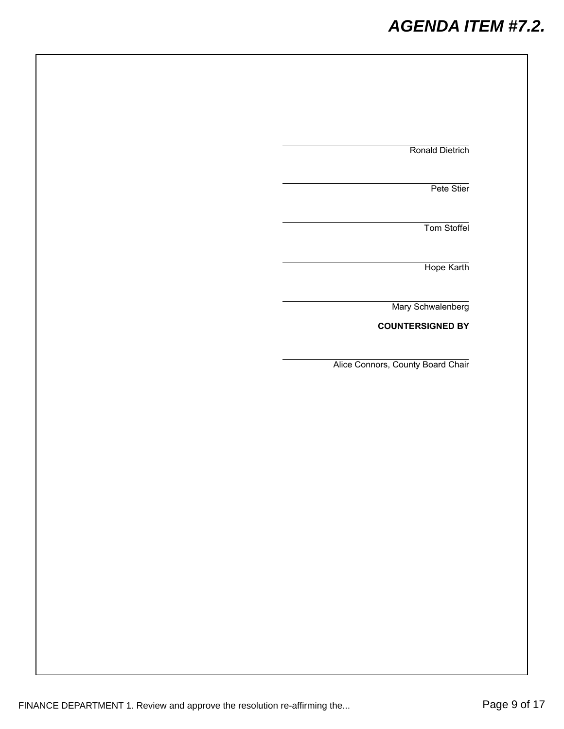\_\_\_\_\_\_\_\_\_\_\_\_\_\_\_\_\_\_\_\_\_\_\_\_\_\_\_\_\_\_\_\_\_\_\_\_
Ronald Dietrich

\_\_\_\_\_\_\_\_\_\_\_\_\_\_\_\_\_\_\_\_\_\_\_\_\_\_\_\_\_\_\_\_\_\_\_\_
Pete Stier

\_\_\_\_\_\_\_\_\_\_\_\_\_\_\_\_\_\_\_\_\_\_\_\_\_\_\_\_\_\_\_\_\_\_\_\_
Tom Stoffel

\_\_\_\_\_\_\_\_\_\_\_\_\_\_\_\_\_\_\_\_\_\_\_\_\_\_\_\_\_\_\_\_\_\_\_\_
Hope Karth

\_\_\_\_\_\_\_\_\_\_\_\_\_\_\_\_\_\_\_\_\_\_\_\_\_\_\_\_\_\_\_\_\_\_\_\_
Mary Schwalenberg

**COUNTERSIGNED BY**

\_\_\_\_\_\_\_\_\_\_\_\_\_\_\_\_\_\_\_\_\_\_\_\_\_\_\_\_\_\_\_\_\_\_\_\_
Alice Connors, County Board Chair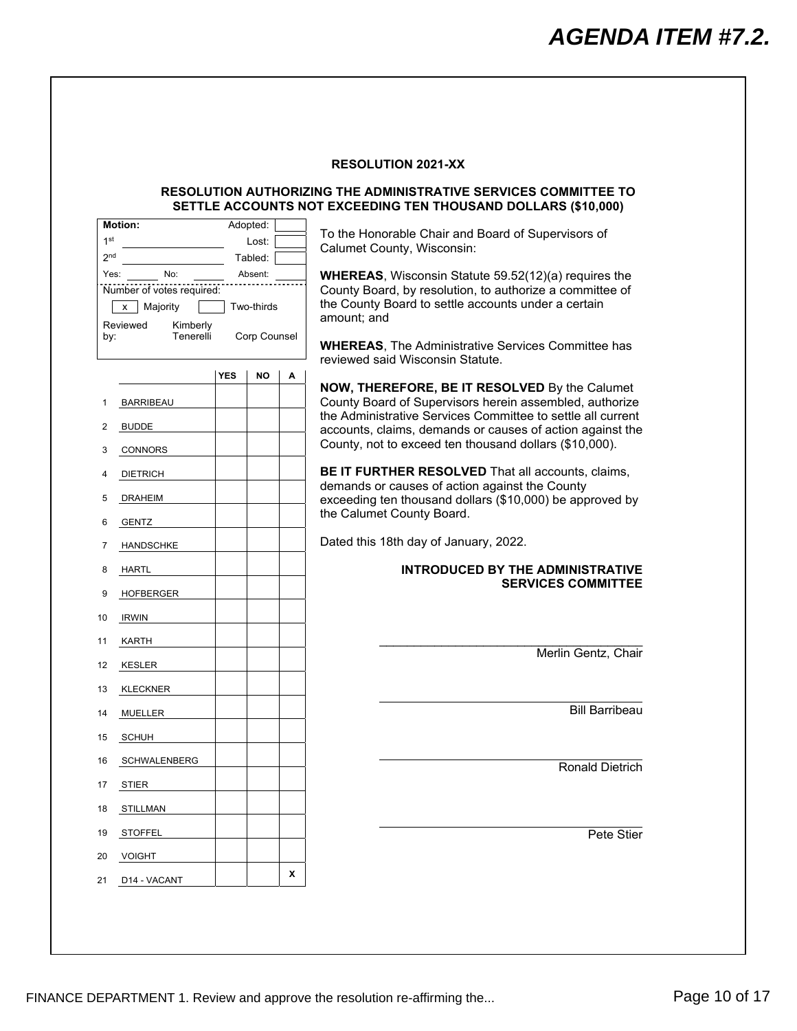**AGENDA ITEM #7.2.**

## RESOLUTION 2021-XX

### RESOLUTION AUTHORIZING THE ADMINISTRATIVE SERVICES COMMITTEE TO SETTLE ACCOUNTS NOT EXCEEDING TEN THOUSAND DOLLARS ($10,000)

| Motion: | | Adopted: | |
|---|---|---|---|
| 1st | | Lost: | |
| 2nd | | Tabled: | |
| Yes: | No: | Absent: | |

Number of votes required:

| x | Majority | | Two-thirds |
|---|---|---|---|

Reviewed by: Kimberly Tenerelli Corp Counsel

| | | YES | NO | A |
|---|---|---|---|---|
| 1 | BARRIBEAU | | | |
| 2 | BUDDE | | | |
| 3 | CONNORS | | | |
| 4 | DIETRICH | | | |
| 5 | DRAHEIM | | | |
| 6 | GENTZ | | | |
| 7 | HANDSCHKE | | | |
| 8 | HARTL | | | |
| 9 | HOFBERGER | | | |
| 10 | IRWIN | | | |
| 11 | KARTH | | | |
| 12 | KESLER | | | |
| 13 | KLECKNER | | | |
| 14 | MUELLER | | | |
| 15 | SCHUH | | | |
| 16 | SCHWALENBERG | | | |
| 17 | STIER | | | |
| 18 | STILLMAN | | | |
| 19 | STOFFEL | | | |
| 20 | VOIGHT | | | |
| 21 | D14 - VACANT | | | X |

To the Honorable Chair and Board of Supervisors of Calumet County, Wisconsin:

**WHEREAS**, Wisconsin Statute 59.52(12)(a) requires the County Board, by resolution, to authorize a committee of the County Board to settle accounts under a certain amount; and

**WHEREAS**, The Administrative Services Committee has reviewed said Wisconsin Statute.

**NOW, THEREFORE, BE IT RESOLVED** By the Calumet County Board of Supervisors herein assembled, authorize the Administrative Services Committee to settle all current accounts, claims, demands or causes of action against the County, not to exceed ten thousand dollars ($10,000).

**BE IT FURTHER RESOLVED** That all accounts, claims, demands or causes of action against the County exceeding ten thousand dollars ($10,000) be approved by the Calumet County Board.

Dated this 18th day of January, 2022.

**INTRODUCED BY THE ADMINISTRATIVE SERVICES COMMITTEE**

______________________________
Merlin Gentz, Chair

______________________________
Bill Barribeau

______________________________
Ronald Dietrich

______________________________
Pete Stier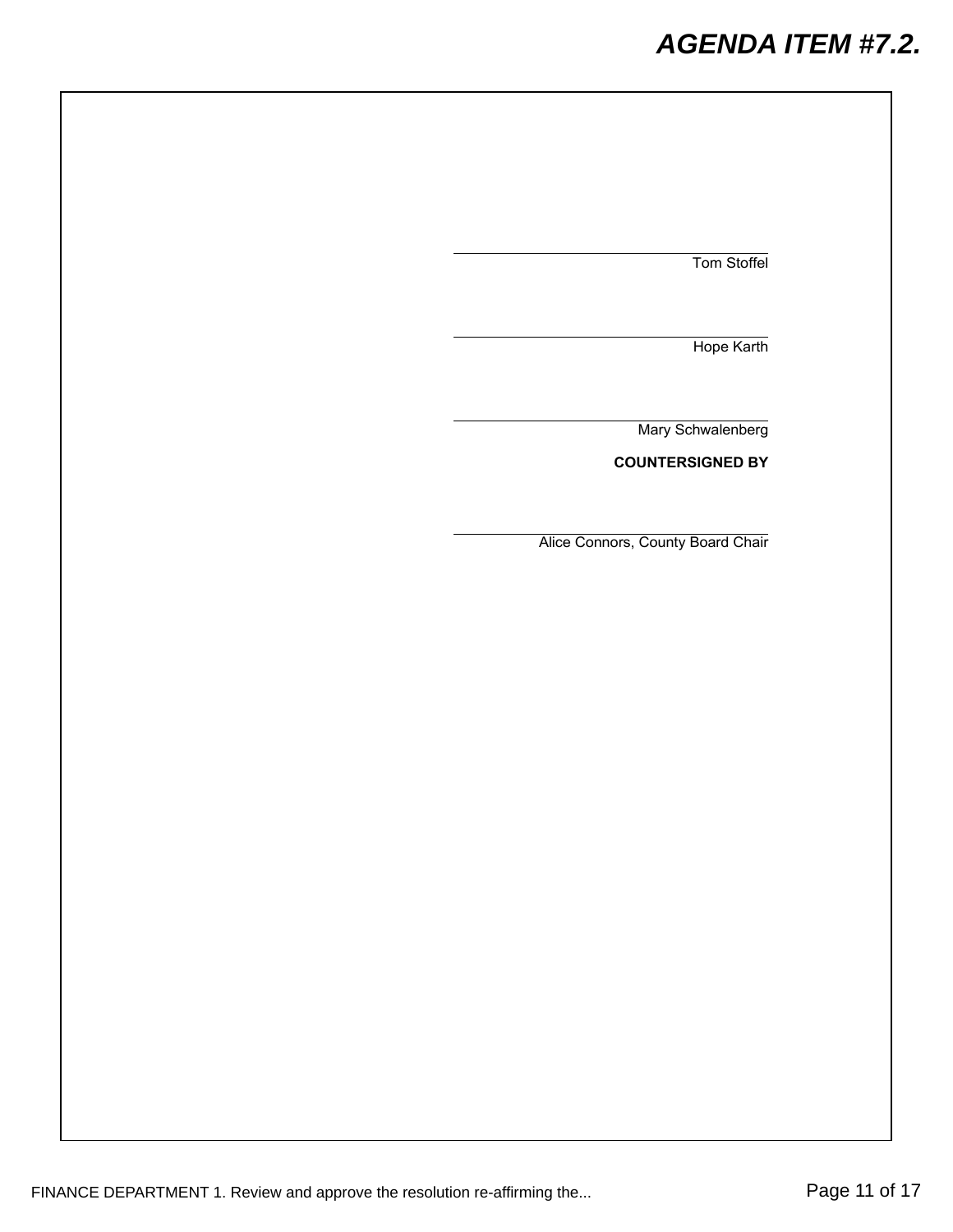\_\_\_\_\_\_\_\_\_\_\_\_\_\_\_\_\_\_\_\_\_\_\_\_\_\_\_\_\_\_\_\_

Tom Stoffel

\_\_\_\_\_\_\_\_\_\_\_\_\_\_\_\_\_\_\_\_\_\_\_\_\_\_\_\_\_\_\_\_

Hope Karth

\_\_\_\_\_\_\_\_\_\_\_\_\_\_\_\_\_\_\_\_\_\_\_\_\_\_\_\_\_\_\_\_

Mary Schwalenberg

**COUNTERSIGNED BY**

\_\_\_\_\_\_\_\_\_\_\_\_\_\_\_\_\_\_\_\_\_\_\_\_\_\_\_\_\_\_\_\_

Alice Connors, County Board Chair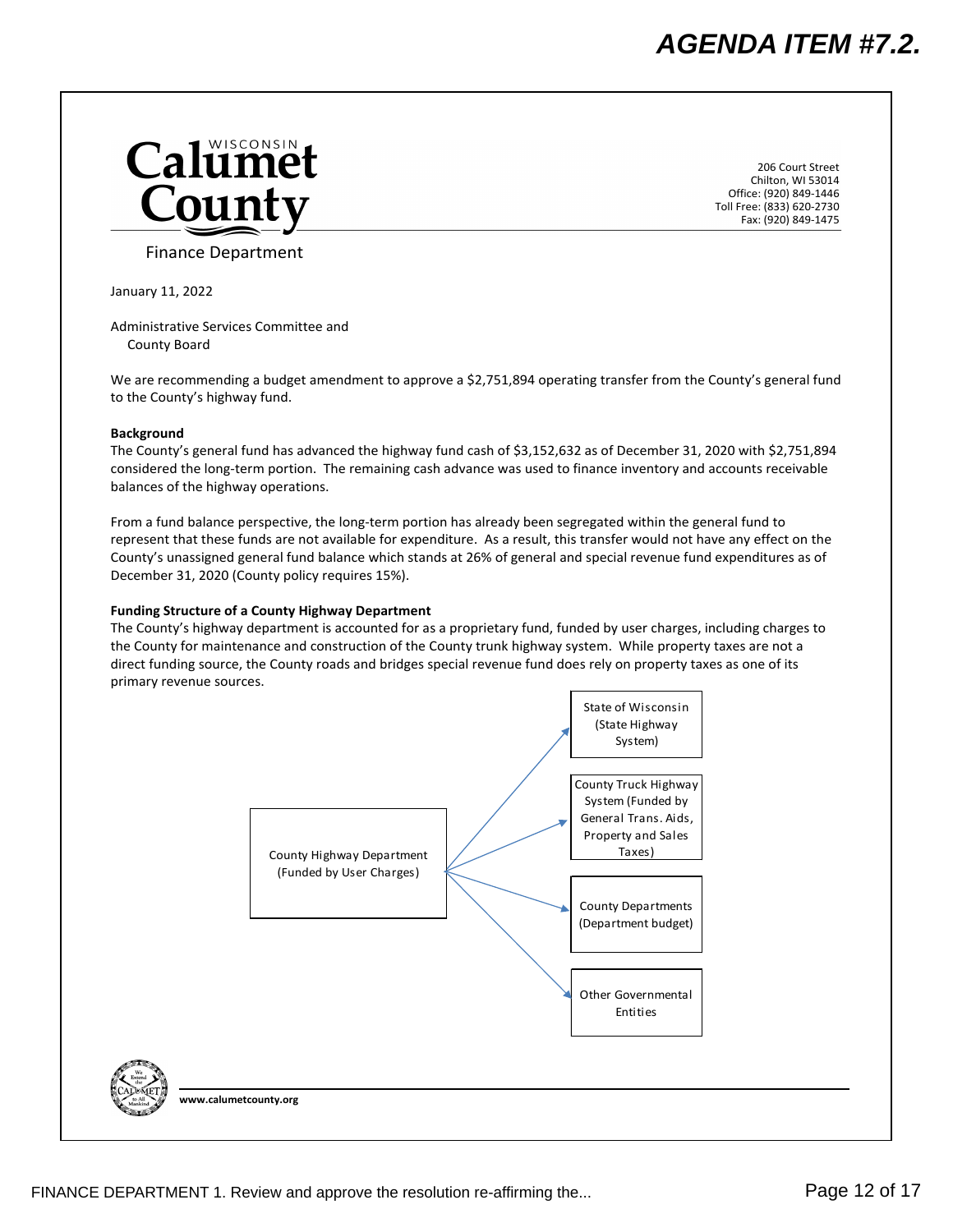# AGENDA ITEM #7.2.

**Calumet County**
Finance Department

206 Court Street
Chilton, WI 53014
Office: (920) 849-1446
Toll Free: (833) 620-2730
Fax: (920) 849-1475

January 11, 2022

Administrative Services Committee and
County Board

We are recommending a budget amendment to approve a $2,751,894 operating transfer from the County's general fund to the County's highway fund.

**Background**

The County's general fund has advanced the highway fund cash of $3,152,632 as of December 31, 2020 with $2,751,894 considered the long-term portion. The remaining cash advance was used to finance inventory and accounts receivable balances of the highway operations.

From a fund balance perspective, the long-term portion has already been segregated within the general fund to represent that these funds are not available for expenditure. As a result, this transfer would not have any effect on the County's unassigned general fund balance which stands at 26% of general and special revenue fund expenditures as of December 31, 2020 (County policy requires 15%).

**Funding Structure of a County Highway Department**

The County's highway department is accounted for as a proprietary fund, funded by user charges, including charges to the County for maintenance and construction of the County trunk highway system. While property taxes are not a direct funding source, the County roads and bridges special revenue fund does rely on property taxes as one of its primary revenue sources.

County Highway Department (Funded by User Charges)

- State of Wisconsin (State Highway System)
- County Truck Highway System (Funded by General Trans. Aids, Property and Sales Taxes)
- County Departments (Department budget)
- Other Governmental Entities

www.calumetcounty.org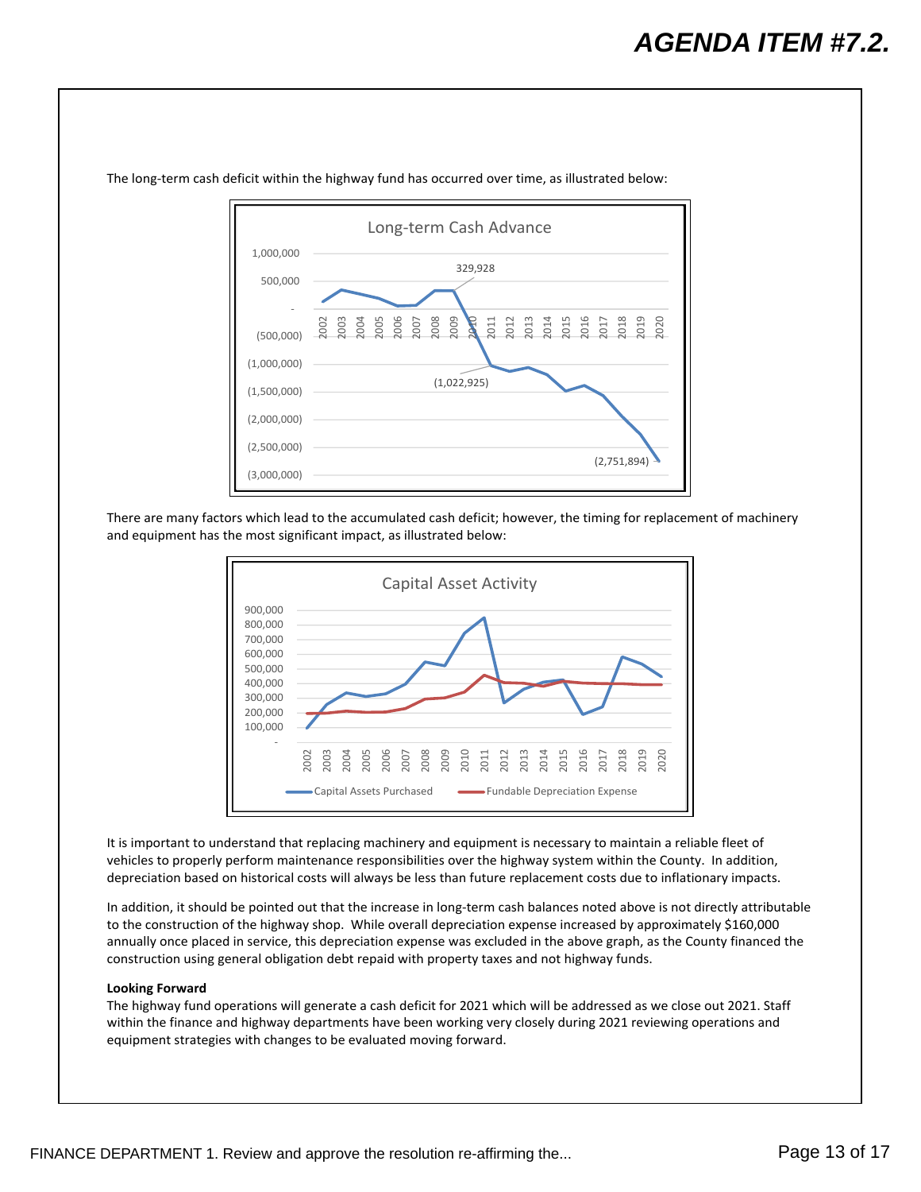The long-term cash deficit within the highway fund has occurred over time, as illustrated below:

Long-term Cash Advance

There are many factors which lead to the accumulated cash deficit; however, the timing for replacement of machinery and equipment has the most significant impact, as illustrated below:

Capital Asset Activity

It is important to understand that replacing machinery and equipment is necessary to maintain a reliable fleet of vehicles to properly perform maintenance responsibilities over the highway system within the County. In addition, depreciation based on historical costs will always be less than future replacement costs due to inflationary impacts.

In addition, it should be pointed out that the increase in long-term cash balances noted above is not directly attributable to the construction of the highway shop. While overall depreciation expense increased by approximately $160,000 annually once placed in service, this depreciation expense was excluded in the above graph, as the County financed the construction using general obligation debt repaid with property taxes and not highway funds.

**Looking Forward**

The highway fund operations will generate a cash deficit for 2021 which will be addressed as we close out 2021. Staff within the finance and highway departments have been working very closely during 2021 reviewing operations and equipment strategies with changes to be evaluated moving forward.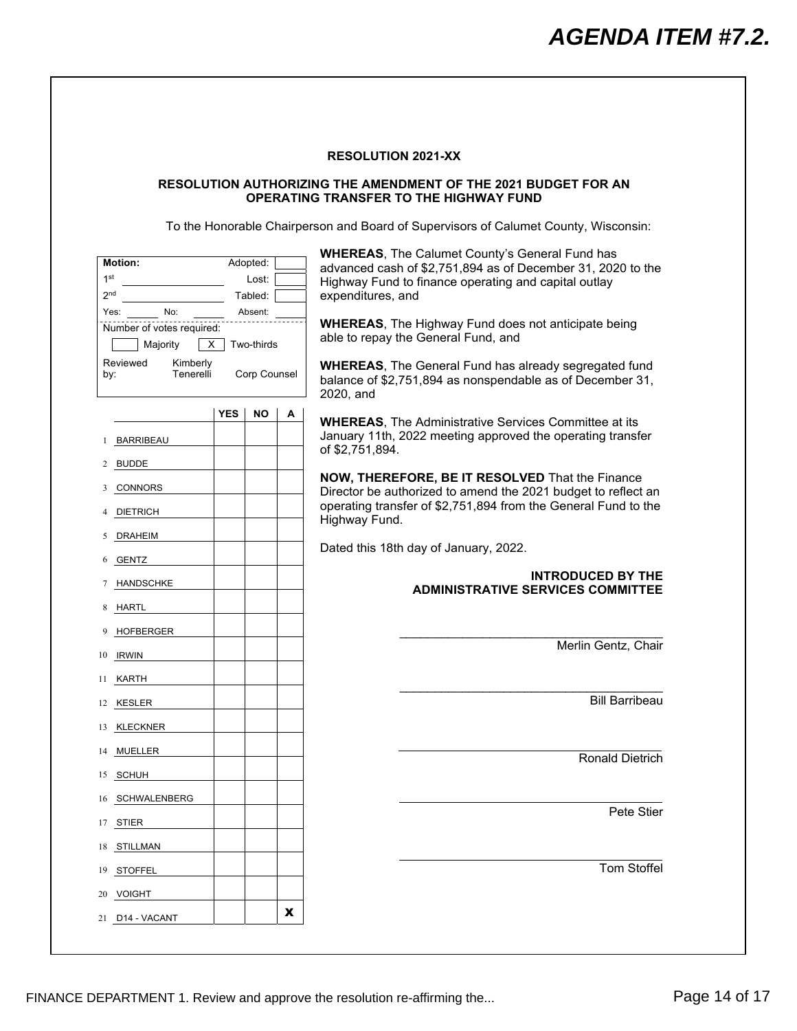# AGENDA ITEM #7.2.

**RESOLUTION 2021-XX**

**RESOLUTION AUTHORIZING THE AMENDMENT OF THE 2021 BUDGET FOR AN OPERATING TRANSFER TO THE HIGHWAY FUND**

To the Honorable Chairperson and Board of Supervisors of Calumet County, Wisconsin:

| **Motion:** | | Adopted: | |
|---|---|---|---|
| 1st | | Lost: | |
| 2nd | | Tabled: | |
| Yes: | No: | Absent: | |
| Number of votes required: | | | |
| Majority | X Two-thirds | | |
| Reviewed by: | Kimberly Tenerelli | Corp Counsel | |

| | | YES | NO | A |
|---|---|---|---|---|
| 1 | BARRIBEAU | | | |
| 2 | BUDDE | | | |
| 3 | CONNORS | | | |
| 4 | DIETRICH | | | |
| 5 | DRAHEIM | | | |
| 6 | GENTZ | | | |
| 7 | HANDSCHKE | | | |
| 8 | HARTL | | | |
| 9 | HOFBERGER | | | |
| 10 | IRWIN | | | |
| 11 | KARTH | | | |
| 12 | KESLER | | | |
| 13 | KLECKNER | | | |
| 14 | MUELLER | | | |
| 15 | SCHUH | | | |
| 16 | SCHWALENBERG | | | |
| 17 | STIER | | | |
| 18 | STILLMAN | | | |
| 19 | STOFFEL | | | |
| 20 | VOIGHT | | | |
| 21 | D14 - VACANT | | | X |

**WHEREAS**, The Calumet County's General Fund has advanced cash of $2,751,894 as of December 31, 2020 to the Highway Fund to finance operating and capital outlay expenditures, and

**WHEREAS**, The Highway Fund does not anticipate being able to repay the General Fund, and

**WHEREAS**, The General Fund has already segregated fund balance of $2,751,894 as nonspendable as of December 31, 2020, and

**WHEREAS**, The Administrative Services Committee at its January 11th, 2022 meeting approved the operating transfer of $2,751,894.

**NOW, THEREFORE, BE IT RESOLVED** That the Finance Director be authorized to amend the 2021 budget to reflect an operating transfer of $2,751,894 from the General Fund to the Highway Fund.

Dated this 18th day of January, 2022.

**INTRODUCED BY THE ADMINISTRATIVE SERVICES COMMITTEE**

\_\_\_\_\_\_\_\_\_\_\_\_\_\_\_\_\_\_\_\_\_\_\_\_\_\_\_\_\_\_\_\_
Merlin Gentz, Chair

\_\_\_\_\_\_\_\_\_\_\_\_\_\_\_\_\_\_\_\_\_\_\_\_\_\_\_\_\_\_\_\_
Bill Barribeau

\_\_\_\_\_\_\_\_\_\_\_\_\_\_\_\_\_\_\_\_\_\_\_\_\_\_\_\_\_\_\_\_
Ronald Dietrich

\_\_\_\_\_\_\_\_\_\_\_\_\_\_\_\_\_\_\_\_\_\_\_\_\_\_\_\_\_\_\_\_
Pete Stier

\_\_\_\_\_\_\_\_\_\_\_\_\_\_\_\_\_\_\_\_\_\_\_\_\_\_\_\_\_\_\_\_
Tom Stoffel

FINANCE DEPARTMENT 1. Review and approve the resolution re-affirming the...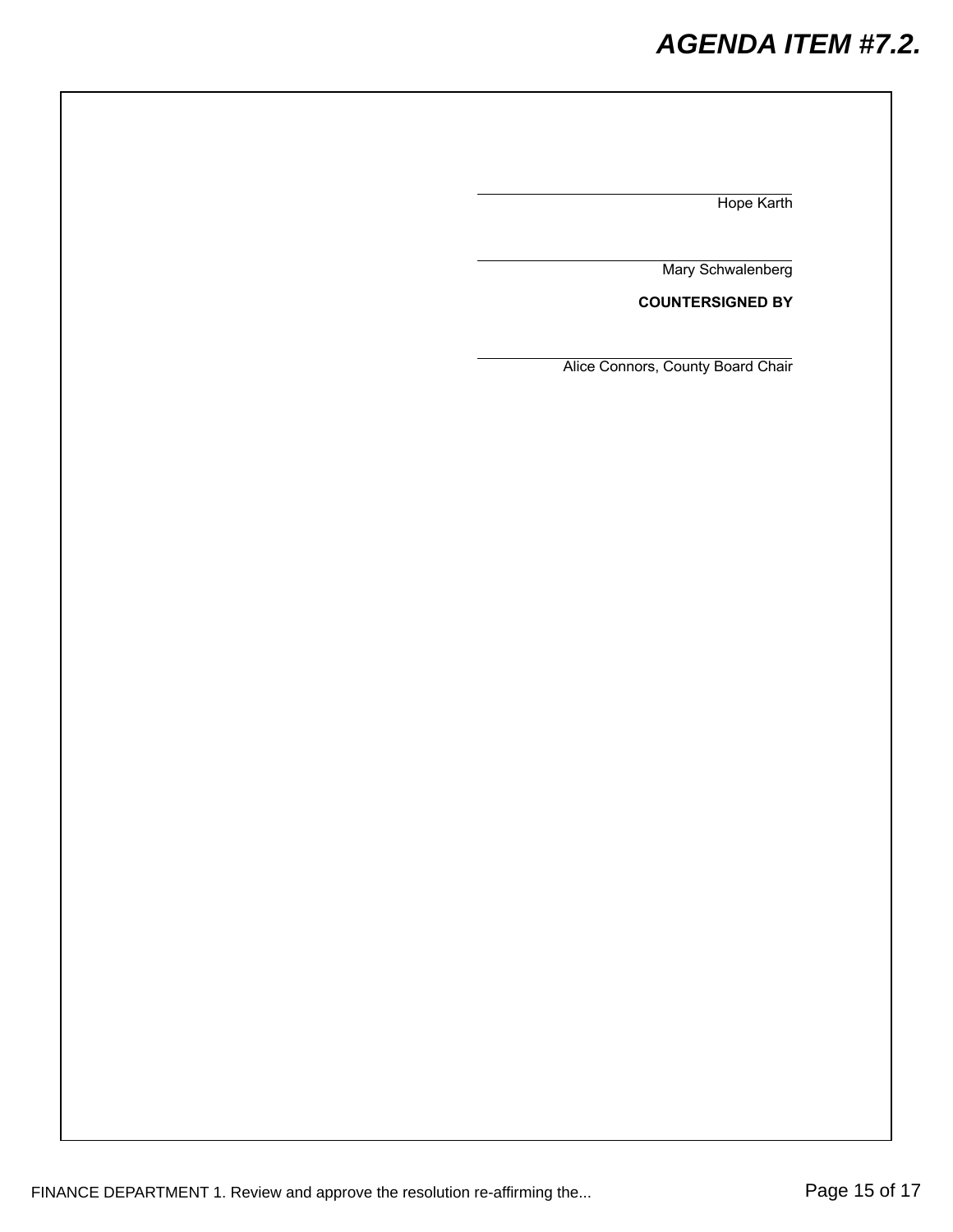\_\_\_\_\_\_\_\_\_\_\_\_\_\_\_\_\_\_\_\_\_\_\_\_\_\_\_\_\_\_\_\_\_\_\_\_\_\_\_\_
Hope Karth

\_\_\_\_\_\_\_\_\_\_\_\_\_\_\_\_\_\_\_\_\_\_\_\_\_\_\_\_\_\_\_\_\_\_\_\_\_\_\_\_
Mary Schwalenberg

**COUNTERSIGNED BY**

\_\_\_\_\_\_\_\_\_\_\_\_\_\_\_\_\_\_\_\_\_\_\_\_\_\_\_\_\_\_\_\_\_\_\_\_\_\_\_\_
Alice Connors, County Board Chair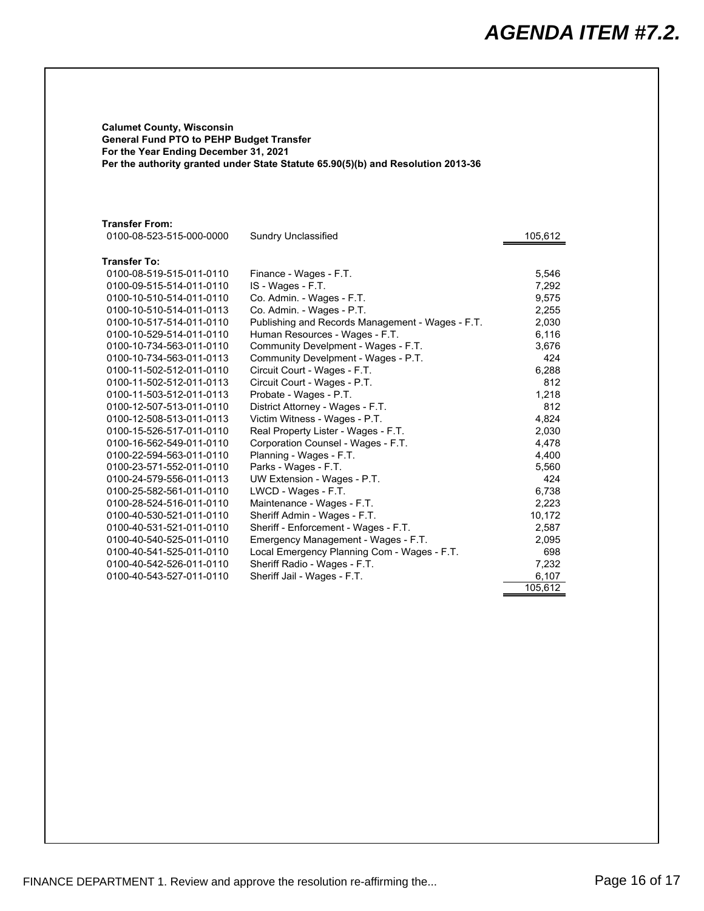# AGENDA ITEM #7.2.

**Calumet County, Wisconsin**
**General Fund PTO to PEHP Budget Transfer**
**For the Year Ending December 31, 2021**
**Per the authority granted under State Statute 65.90(5)(b) and Resolution 2013-36**

**Transfer From:**

| Account | Description | Amount |
|---|---|---|
| 0100-08-523-515-000-0000 | Sundry Unclassified | 105,612 |

**Transfer To:**

| Account | Description | Amount |
|---|---|---|
| 0100-08-519-515-011-0110 | Finance - Wages - F.T. | 5,546 |
| 0100-09-515-514-011-0110 | IS - Wages - F.T. | 7,292 |
| 0100-10-510-514-011-0110 | Co. Admin. - Wages - F.T. | 9,575 |
| 0100-10-510-514-011-0113 | Co. Admin. - Wages - P.T. | 2,255 |
| 0100-10-517-514-011-0110 | Publishing and Records Management - Wages - F.T. | 2,030 |
| 0100-10-529-514-011-0110 | Human Resources - Wages - F.T. | 6,116 |
| 0100-10-734-563-011-0110 | Community Develpment - Wages - F.T. | 3,676 |
| 0100-10-734-563-011-0113 | Community Develpment - Wages - P.T. | 424 |
| 0100-11-502-512-011-0110 | Circuit Court - Wages - F.T. | 6,288 |
| 0100-11-502-512-011-0113 | Circuit Court - Wages - P.T. | 812 |
| 0100-11-503-512-011-0113 | Probate - Wages - P.T. | 1,218 |
| 0100-12-507-513-011-0110 | District Attorney - Wages - F.T. | 812 |
| 0100-12-508-513-011-0113 | Victim Witness - Wages - P.T. | 4,824 |
| 0100-15-526-517-011-0110 | Real Property Lister - Wages - F.T. | 2,030 |
| 0100-16-562-549-011-0110 | Corporation Counsel - Wages - F.T. | 4,478 |
| 0100-22-594-563-011-0110 | Planning - Wages - F.T. | 4,400 |
| 0100-23-571-552-011-0110 | Parks - Wages - F.T. | 5,560 |
| 0100-24-579-556-011-0113 | UW Extension - Wages - P.T. | 424 |
| 0100-25-582-561-011-0110 | LWCD - Wages - F.T. | 6,738 |
| 0100-28-524-516-011-0110 | Maintenance - Wages - F.T. | 2,223 |
| 0100-40-530-521-011-0110 | Sheriff Admin - Wages - F.T. | 10,172 |
| 0100-40-531-521-011-0110 | Sheriff - Enforcement - Wages - F.T. | 2,587 |
| 0100-40-540-525-011-0110 | Emergency Management - Wages - F.T. | 2,095 |
| 0100-40-541-525-011-0110 | Local Emergency Planning Com - Wages - F.T. | 698 |
| 0100-40-542-526-011-0110 | Sheriff Radio - Wages - F.T. | 7,232 |
| 0100-40-543-527-011-0110 | Sheriff Jail - Wages - F.T. | 6,107 |
| | | 105,612 |

FINANCE DEPARTMENT 1. Review and approve the resolution re-affirming the...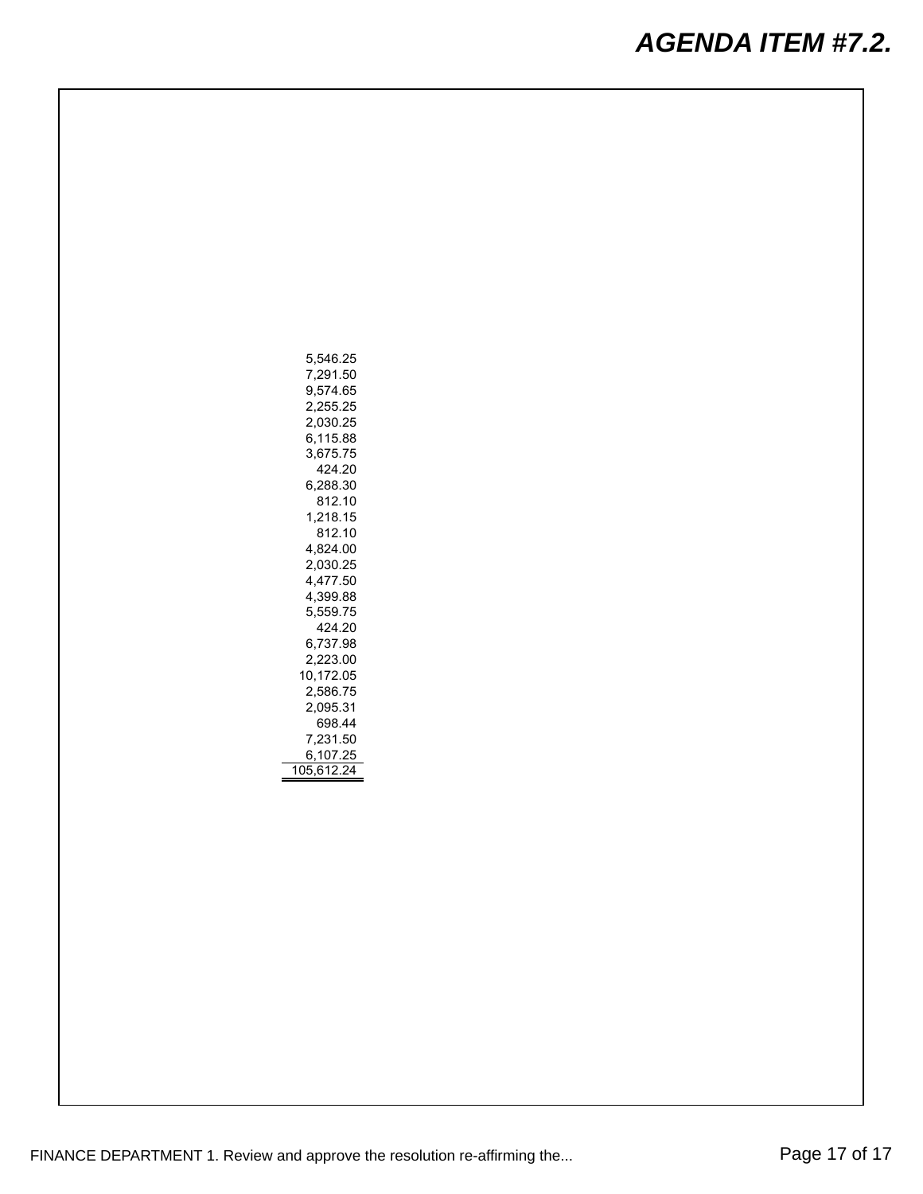| |
|---|
| 5,546.25 |
| 7,291.50 |
| 9,574.65 |
| 2,255.25 |
| 2,030.25 |
| 6,115.88 |
| 3,675.75 |
| 424.20 |
| 6,288.30 |
| 812.10 |
| 1,218.15 |
| 812.10 |
| 4,824.00 |
| 2,030.25 |
| 4,477.50 |
| 4,399.88 |
| 5,559.75 |
| 424.20 |
| 6,737.98 |
| 2,223.00 |
| 10,172.05 |
| 2,586.75 |
| 2,095.31 |
| 698.44 |
| 7,231.50 |
| 6,107.25 |
| 105,612.24 |